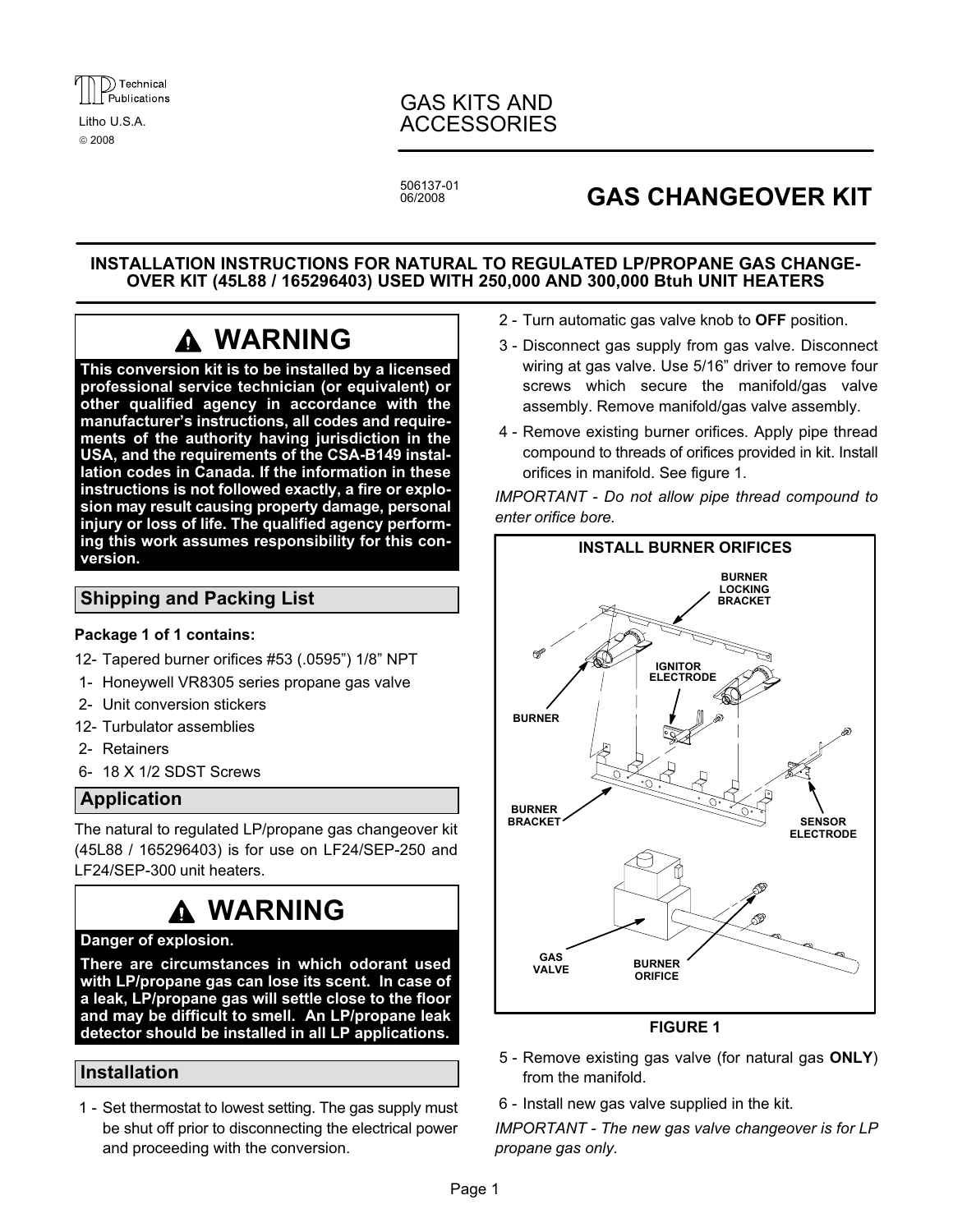Technical Publications

Litho U.S.A.

© 2008

GAS KITS AND ACCESSORIES

506137-01
06/2008

# GAS CHANGEOVER KIT

**INSTALLATION INSTRUCTIONS FOR NATURAL TO REGULATED LP/PROPANE GAS CHANGE-OVER KIT (45L88 / 165296403) USED WITH 250,000 AND 300,000 Btuh UNIT HEATERS**

> **⚠ WARNING**
>
> **This conversion kit is to be installed by a licensed professional service technician (or equivalent) or other qualified agency in accordance with the manufacturer's instructions, all codes and requirements of the authority having jurisdiction in the USA, and the requirements of the CSA-B149 installation codes in Canada. If the information in these instructions is not followed exactly, a fire or explosion may result causing property damage, personal injury or loss of life. The qualified agency performing this work assumes responsibility for this conversion.**

## Shipping and Packing List

**Package 1 of 1 contains:**

- 12- Tapered burner orifices #53 (.0595") 1/8" NPT
- 1- Honeywell VR8305 series propane gas valve
- 2- Unit conversion stickers
- 12- Turbulator assemblies
- 2- Retainers
- 6- 18 X 1/2 SDST Screws

## Application

The natural to regulated LP/propane gas changeover kit (45L88 / 165296403) is for use on LF24/SEP-250 and LF24/SEP-300 unit heaters.

> **⚠ WARNING**
>
> **Danger of explosion.**
>
> **There are circumstances in which odorant used with LP/propane gas can lose its scent. In case of a leak, LP/propane gas will settle close to the floor and may be difficult to smell. An LP/propane leak detector should be installed in all LP applications.**

## Installation

1 - Set thermostat to lowest setting. The gas supply must be shut off prior to disconnecting the electrical power and proceeding with the conversion.

2 - Turn automatic gas valve knob to **OFF** position.

3 - Disconnect gas supply from gas valve. Disconnect wiring at gas valve. Use 5/16" driver to remove four screws which secure the manifold/gas valve assembly. Remove manifold/gas valve assembly.

4 - Remove existing burner orifices. Apply pipe thread compound to threads of orifices provided in kit. Install orifices in manifold. See figure 1.

*IMPORTANT - Do not allow pipe thread compound to enter orifice bore.*

**INSTALL BURNER ORIFICES**

BURNER LOCKING BRACKET, IGNITOR ELECTRODE, BURNER, BURNER BRACKET, SENSOR ELECTRODE, GAS VALVE, BURNER ORIFICE

**FIGURE 1**

5 - Remove existing gas valve (for natural gas **ONLY**) from the manifold.

6 - Install new gas valve supplied in the kit.

*IMPORTANT - The new gas valve changeover is for LP propane gas only.*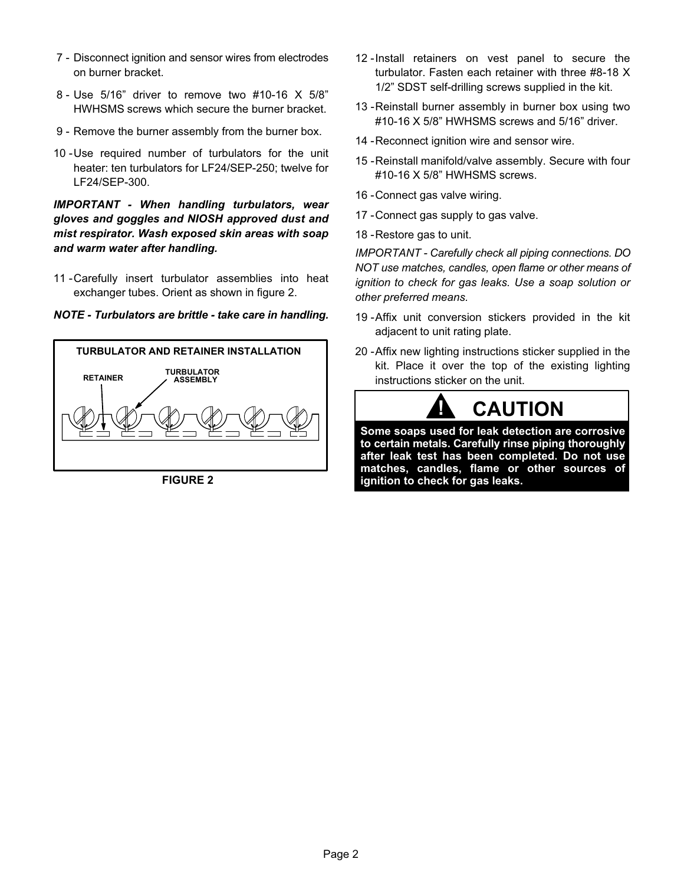7 - Disconnect ignition and sensor wires from electrodes on burner bracket.

8 - Use 5/16" driver to remove two #10-16 X 5/8" HWHSMS screws which secure the burner bracket.

9 - Remove the burner assembly from the burner box.

10 - Use required number of turbulators for the unit heater: ten turbulators for LF24/SEP-250; twelve for LF24/SEP-300.

***IMPORTANT - When handling turbulators, wear gloves and goggles and NIOSH approved dust and mist respirator. Wash exposed skin areas with soap and warm water after handling.***

11 - Carefully insert turbulator assemblies into heat exchanger tubes. Orient as shown in figure 2.

***NOTE - Turbulators are brittle - take care in handling.***

**TURBULATOR AND RETAINER INSTALLATION**

RETAINER

TURBULATOR ASSEMBLY

**FIGURE 2**

12 - Install retainers on vest panel to secure the turbulator. Fasten each retainer with three #8-18 X 1/2" SDST self-drilling screws supplied in the kit.

13 - Reinstall burner assembly in burner box using two #10-16 X 5/8" HWHSMS screws and 5/16" driver.

14 - Reconnect ignition wire and sensor wire.

15 - Reinstall manifold/valve assembly. Secure with four #10-16 X 5/8" HWHSMS screws.

16 - Connect gas valve wiring.

17 - Connect gas supply to gas valve.

18 - Restore gas to unit.

*IMPORTANT - Carefully check all piping connections. DO NOT use matches, candles, open flame or other means of ignition to check for gas leaks. Use a soap solution or other preferred means.*

19 - Affix unit conversion stickers provided in the kit adjacent to unit rating plate.

20 - Affix new lighting instructions sticker supplied in the kit. Place it over the top of the existing lighting instructions sticker on the unit.

## ! CAUTION

**Some soaps used for leak detection are corrosive to certain metals. Carefully rinse piping thoroughly after leak test has been completed. Do not use matches, candles, flame or other sources of ignition to check for gas leaks.**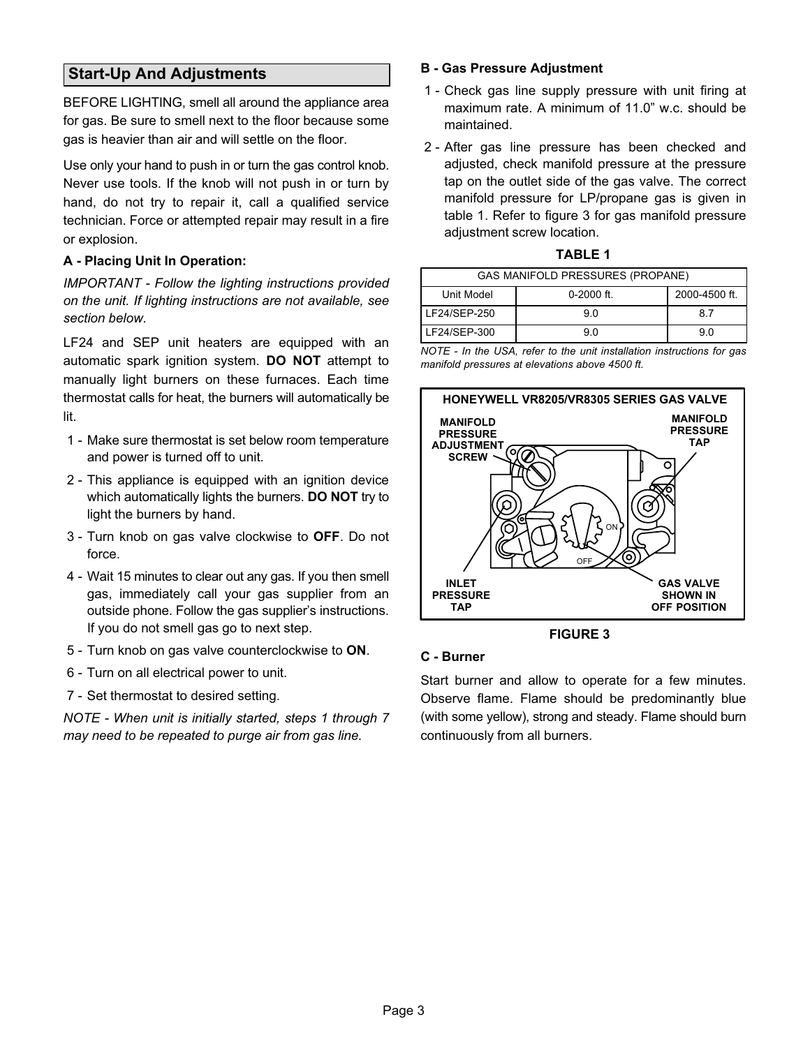## Start-Up And Adjustments

BEFORE LIGHTING, smell all around the appliance area for gas. Be sure to smell next to the floor because some gas is heavier than air and will settle on the floor.

Use only your hand to push in or turn the gas control knob. Never use tools. If the knob will not push in or turn by hand, do not try to repair it, call a qualified service technician. Force or attempted repair may result in a fire or explosion.

### A - Placing Unit In Operation:

*IMPORTANT - Follow the lighting instructions provided on the unit. If lighting instructions are not available, see section below.*

LF24 and SEP unit heaters are equipped with an automatic spark ignition system. **DO NOT** attempt to manually light burners on these furnaces. Each time thermostat calls for heat, the burners will automatically be lit.

1 - Make sure thermostat is set below room temperature and power is turned off to unit.

2 - This appliance is equipped with an ignition device which automatically lights the burners. **DO NOT** try to light the burners by hand.

3 - Turn knob on gas valve clockwise to **OFF**. Do not force.

4 - Wait 15 minutes to clear out any gas. If you then smell gas, immediately call your gas supplier from an outside phone. Follow the gas supplier's instructions. If you do not smell gas go to next step.

5 - Turn knob on gas valve counterclockwise to **ON**.

6 - Turn on all electrical power to unit.

7 - Set thermostat to desired setting.

*NOTE - When unit is initially started, steps 1 through 7 may need to be repeated to purge air from gas line.*

### B - Gas Pressure Adjustment

1 - Check gas line supply pressure with unit firing at maximum rate. A minimum of 11.0" w.c. should be maintained.

2 - After gas line pressure has been checked and adjusted, check manifold pressure at the pressure tap on the outlet side of the gas valve. The correct manifold pressure for LP/propane gas is given in table 1. Refer to figure 3 for gas manifold pressure adjustment screw location.

**TABLE 1**

| GAS MANIFOLD PRESSURES (PROPANE) | | |
|---|---|---|
| Unit Model | 0-2000 ft. | 2000-4500 ft. |
| LF24/SEP-250 | 9.0 | 8.7 |
| LF24/SEP-300 | 9.0 | 9.0 |

*NOTE - In the USA, refer to the unit installation instructions for gas manifold pressures at elevations above 4500 ft.*

**HONEYWELL VR8205/VR8305 SERIES GAS VALVE**

MANIFOLD PRESSURE ADJUSTMENT SCREW

MANIFOLD PRESSURE TAP

ON

OFF

INLET PRESSURE TAP

GAS VALVE SHOWN IN OFF POSITION

**FIGURE 3**

### C - Burner

Start burner and allow to operate for a few minutes. Observe flame. Flame should be predominantly blue (with some yellow), strong and steady. Flame should burn continuously from all burners.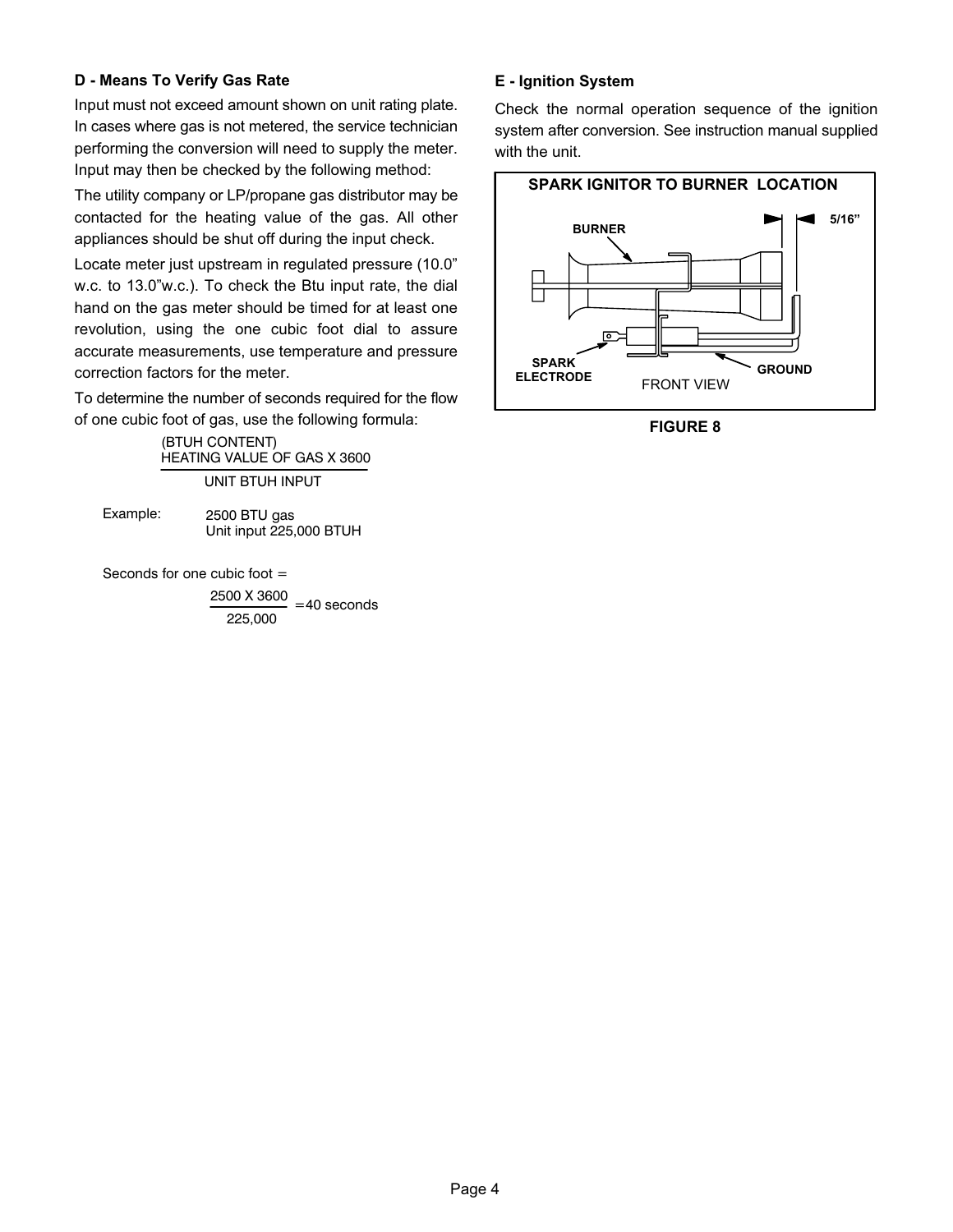### D - Means To Verify Gas Rate

Input must not exceed amount shown on unit rating plate. In cases where gas is not metered, the service technician performing the conversion will need to supply the meter. Input may then be checked by the following method:

The utility company or LP/propane gas distributor may be contacted for the heating value of the gas. All other appliances should be shut off during the input check.

Locate meter just upstream in regulated pressure (10.0" w.c. to 13.0"w.c.). To check the Btu input rate, the dial hand on the gas meter should be timed for at least one revolution, using the one cubic foot dial to assure accurate measurements, use temperature and pressure correction factors for the meter.

To determine the number of seconds required for the flow of one cubic foot of gas, use the following formula:

$$\frac{\text{(BTUH CONTENT) HEATING VALUE OF GAS} \times 3600}{\text{UNIT BTUH INPUT}}$$

Example: 2500 BTU gas
Unit input 225,000 BTUH

Seconds for one cubic foot =

$$\frac{2500 \times 3600}{225{,}000} = 40 \text{ seconds}$$

### E - Ignition System

Check the normal operation sequence of the ignition system after conversion. See instruction manual supplied with the unit.

SPARK IGNITOR TO BURNER LOCATION

BURNER

5/16"

SPARK ELECTRODE

GROUND

FRONT VIEW

FIGURE 8